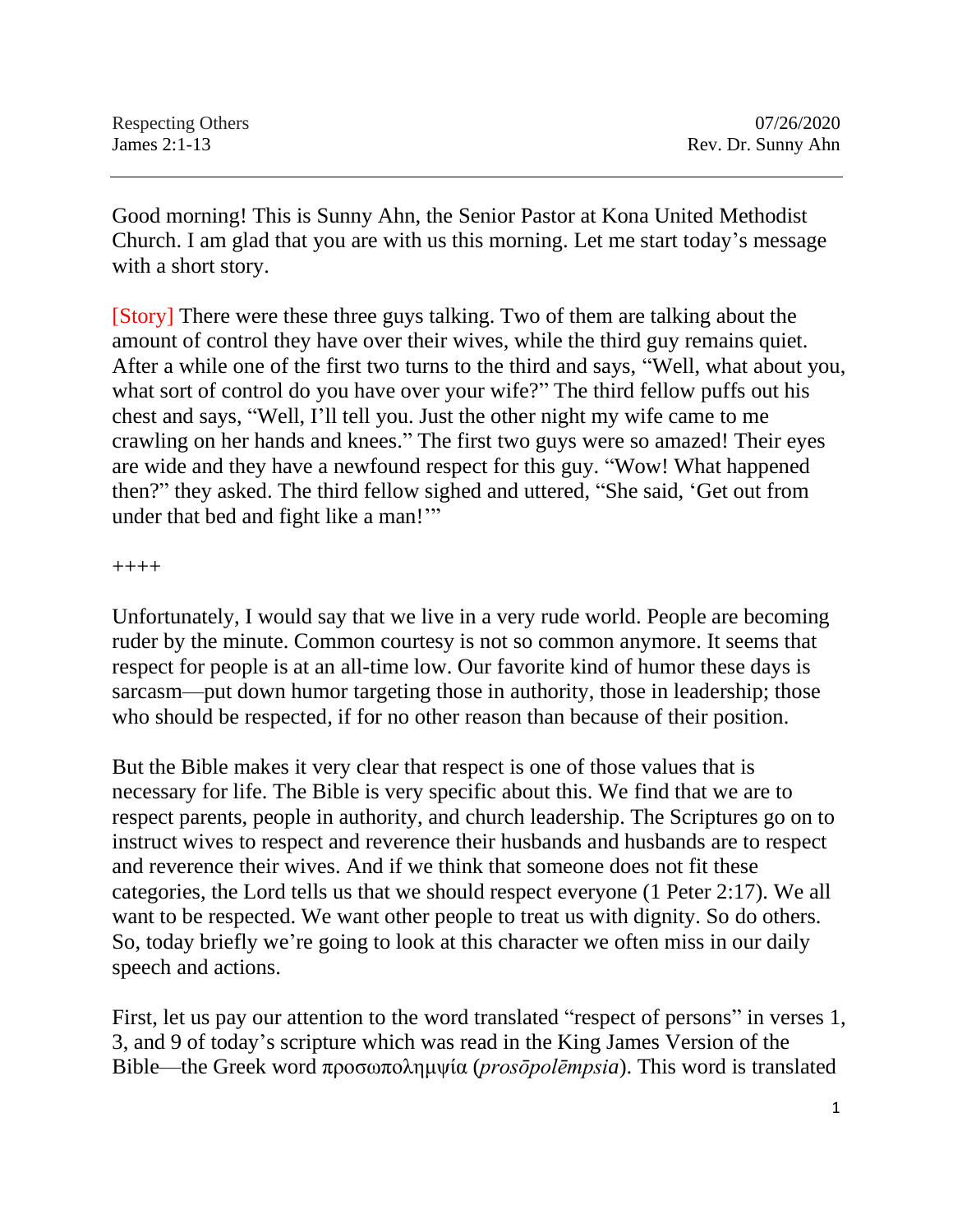Respecting Others  
James 2:1-13

07/26/2020  
Rev. Dr. Sunny Ahn

---

Good morning! This is Sunny Ahn, the Senior Pastor at Kona United Methodist Church. I am glad that you are with us this morning. Let me start today's message with a short story.

[Story] There were these three guys talking. Two of them are talking about the amount of control they have over their wives, while the third guy remains quiet. After a while one of the first two turns to the third and says, "Well, what about you, what sort of control do you have over your wife?" The third fellow puffs out his chest and says, "Well, I'll tell you. Just the other night my wife came to me crawling on her hands and knees." The first two guys were so amazed! Their eyes are wide and they have a newfound respect for this guy. "Wow! What happened then?" they asked. The third fellow sighed and uttered, "She said, 'Get out from under that bed and fight like a man!'"

++++

Unfortunately, I would say that we live in a very rude world. People are becoming ruder by the minute. Common courtesy is not so common anymore. It seems that respect for people is at an all-time low. Our favorite kind of humor these days is sarcasm—put down humor targeting those in authority, those in leadership; those who should be respected, if for no other reason than because of their position.

But the Bible makes it very clear that respect is one of those values that is necessary for life. The Bible is very specific about this. We find that we are to respect parents, people in authority, and church leadership. The Scriptures go on to instruct wives to respect and reverence their husbands and husbands are to respect and reverence their wives. And if we think that someone does not fit these categories, the Lord tells us that we should respect everyone (1 Peter 2:17). We all want to be respected. We want other people to treat us with dignity. So do others. So, today briefly we're going to look at this character we often miss in our daily speech and actions.

First, let us pay our attention to the word translated "respect of persons" in verses 1, 3, and 9 of today's scripture which was read in the King James Version of the Bible—the Greek word προσωπολημψία (*prosōpolēmpsia*). This word is translated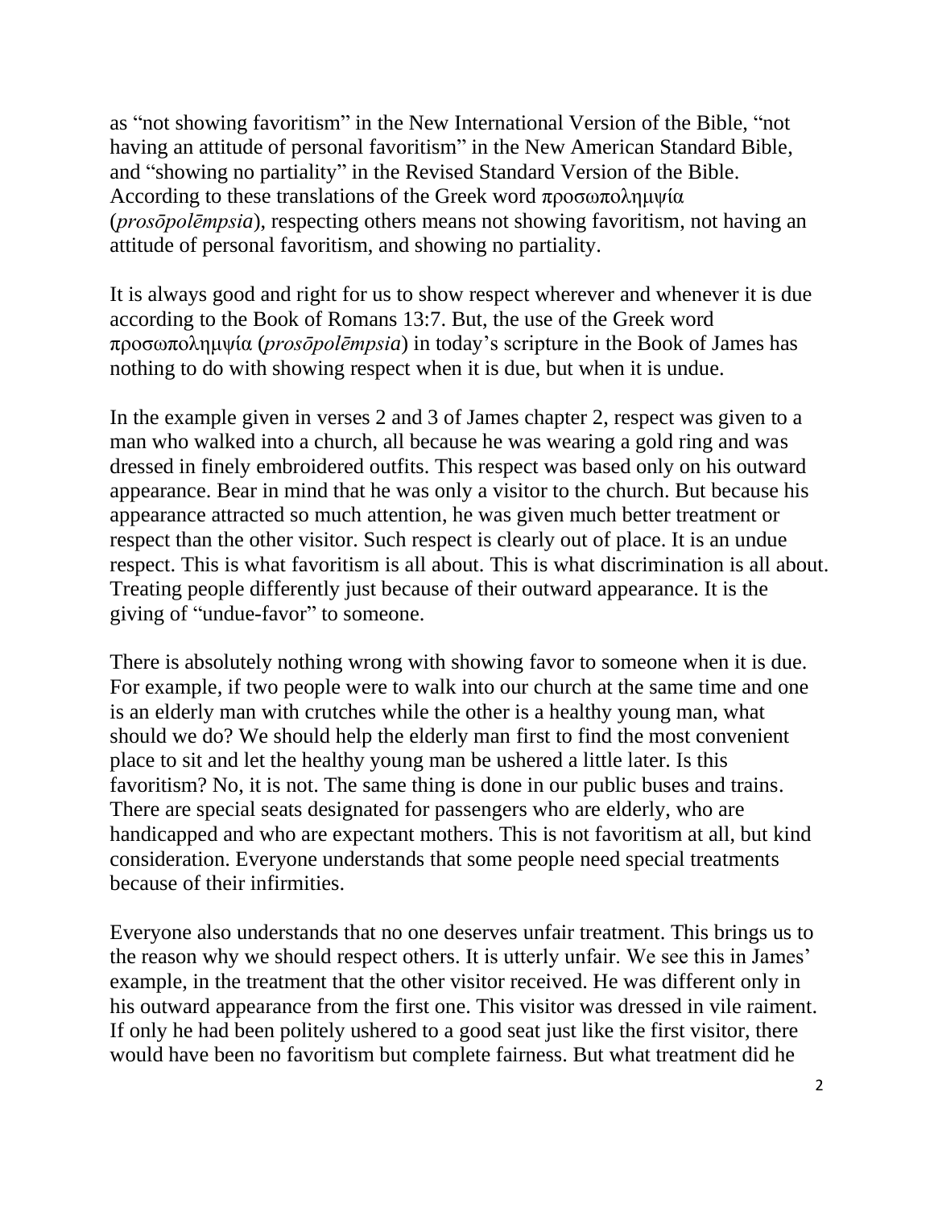as "not showing favoritism" in the New International Version of the Bible, "not having an attitude of personal favoritism" in the New American Standard Bible, and "showing no partiality" in the Revised Standard Version of the Bible. According to these translations of the Greek word προσωποληψία (*prosōpolēmpsia*), respecting others means not showing favoritism, not having an attitude of personal favoritism, and showing no partiality.

It is always good and right for us to show respect wherever and whenever it is due according to the Book of Romans 13:7. But, the use of the Greek word προσωποληψία (*prosōpolēmpsia*) in today's scripture in the Book of James has nothing to do with showing respect when it is due, but when it is undue.

In the example given in verses 2 and 3 of James chapter 2, respect was given to a man who walked into a church, all because he was wearing a gold ring and was dressed in finely embroidered outfits. This respect was based only on his outward appearance. Bear in mind that he was only a visitor to the church. But because his appearance attracted so much attention, he was given much better treatment or respect than the other visitor. Such respect is clearly out of place. It is an undue respect. This is what favoritism is all about. This is what discrimination is all about. Treating people differently just because of their outward appearance. It is the giving of "undue-favor" to someone.

There is absolutely nothing wrong with showing favor to someone when it is due. For example, if two people were to walk into our church at the same time and one is an elderly man with crutches while the other is a healthy young man, what should we do? We should help the elderly man first to find the most convenient place to sit and let the healthy young man be ushered a little later. Is this favoritism? No, it is not. The same thing is done in our public buses and trains. There are special seats designated for passengers who are elderly, who are handicapped and who are expectant mothers. This is not favoritism at all, but kind consideration. Everyone understands that some people need special treatments because of their infirmities.

Everyone also understands that no one deserves unfair treatment. This brings us to the reason why we should respect others. It is utterly unfair. We see this in James' example, in the treatment that the other visitor received. He was different only in his outward appearance from the first one. This visitor was dressed in vile raiment. If only he had been politely ushered to a good seat just like the first visitor, there would have been no favoritism but complete fairness. But what treatment did he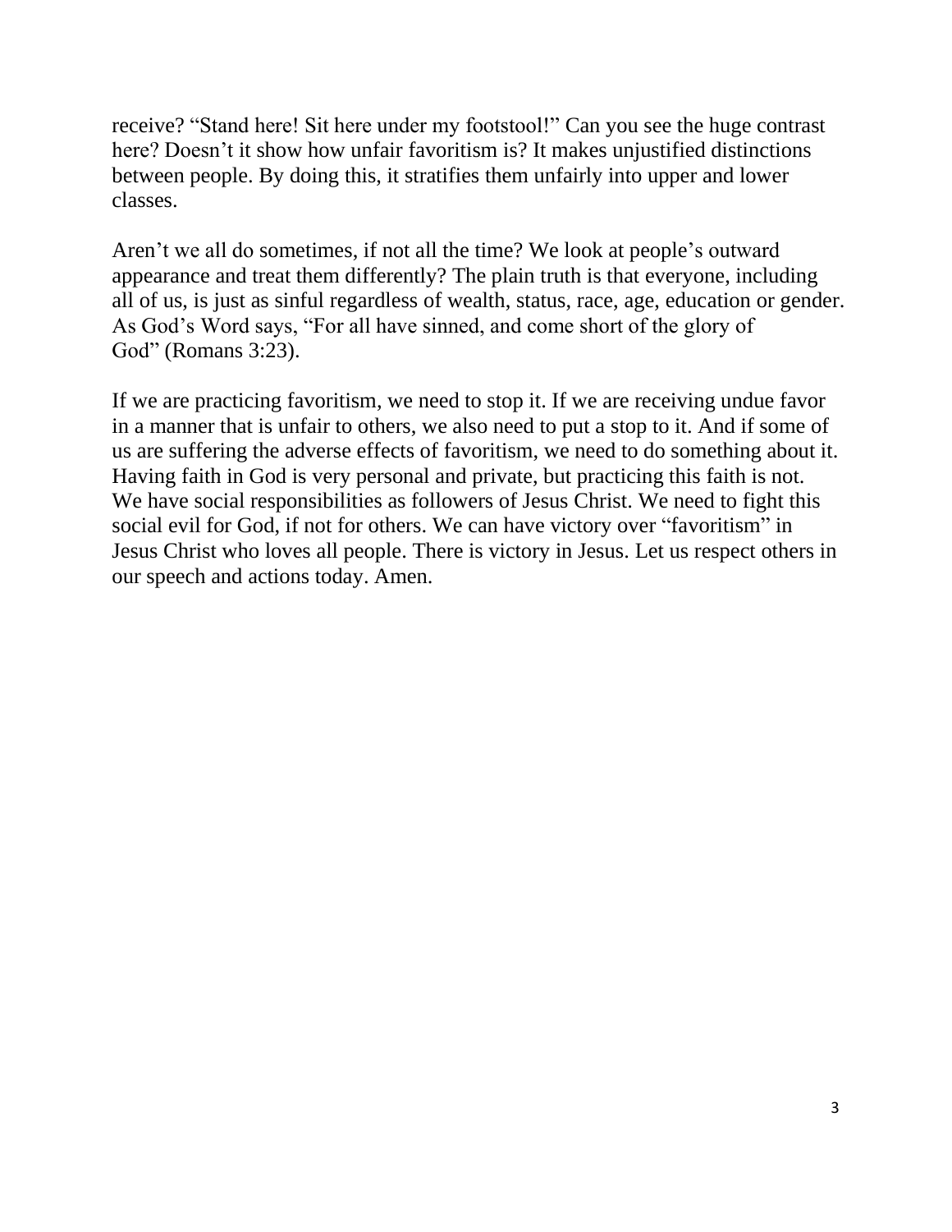receive? “Stand here! Sit here under my footstool!” Can you see the huge contrast here? Doesn’t it show how unfair favoritism is? It makes unjustified distinctions between people. By doing this, it stratifies them unfairly into upper and lower classes.

Aren’t we all do sometimes, if not all the time? We look at people’s outward appearance and treat them differently? The plain truth is that everyone, including all of us, is just as sinful regardless of wealth, status, race, age, education or gender. As God’s Word says, “For all have sinned, and come short of the glory of God” (Romans 3:23).

If we are practicing favoritism, we need to stop it. If we are receiving undue favor in a manner that is unfair to others, we also need to put a stop to it. And if some of us are suffering the adverse effects of favoritism, we need to do something about it. Having faith in God is very personal and private, but practicing this faith is not. We have social responsibilities as followers of Jesus Christ. We need to fight this social evil for God, if not for others. We can have victory over “favoritism” in Jesus Christ who loves all people. There is victory in Jesus. Let us respect others in our speech and actions today. Amen.